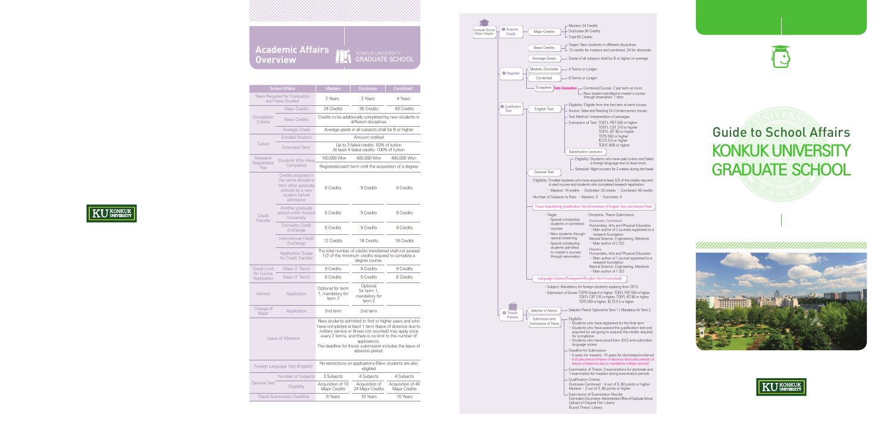# Academic Affairs Overview

KONKUK UNIVERSITY GRADUATE SCHOOL

| School Affairs | | Masters | Doctorate | Combined |
|---|---|---|---|---|
| Years Required for Graduation and Years Studied | | 2 Years | 2 Years | 4 Years |
| Completion Criteria | Major Credits | 24 Credits | 36 Credits | 60 Credits |
| | Basic Credits | Credits to be additionally completed by new students in different disciplines | | |
| | Average Grade | Average grade in all subjects shall be B or higher | | |
| Tuition | Enrolled Student | Amount notified | | |
| | Extended Term | Up to 3 failed credits: 50% of tuition<br>At least 4 failed credits: 100% of tuition | | |
| Research Registration Fee | Students Who Have Completed | 100,000 Won | 400,000 Won | 400,000 Won |
| | | Registered each term until the acquisition of a degree | | |
| Credit Transfer | Credits acquired in the same discipline from other graduate schools by a new student before admission | 6 Credits | 9 Credits | 9 Credits |
| | Another graduate school within Konkuk University | 6 Credits | 9 Credits | 9 Credits |
| | Domestic Credit Exchange | 6 Credits | 9 Credits | 9 Credits |
| | International Credit Exchange | 12 Credits | 18 Credits | 18 Credits |
| | Application Scope for Credit Transfer | The total number of credits transferred shall not exceed 1/2 of the minimum credits required to complete a degree course. | | |
| Credit Limit for Course Application | Major (1 Term) | 9 Credits | 9 Credits | 9 Credits |
| | Basic (1 Term) | 6 Credits | 6 Credits | 6 Credits |
| Advisor | Application | Optional for term 1, mandatory for term 2 | Optional for term 1, mandatory for term 2 | |
| Change of Major | Application | 2nd term | 2nd term | |
| Leave of Absence | | New students admitted to first or higher years and who have completed at least 1 term (leave of absence due to military service or illness not counted) may apply once every 2 terms, and there is no limit to the number of applications.<br>The deadline for thesis submission includes the leave of absence period. | | |
| Foreign Language Test (English) | | No restrictions on applications (New students are also eligible) | | |
| General Test | Number of Subjects | 3 Subjects | 4 Subjects | 4 Subjects |
| | Eligibility | Acquisition of 16 Major Credits | Acquisition of 24 Major Credits | Acquisition of 40 Major Credits |
| Thesis Submission Deadline | | 6 Years | 10 Years | 10 Years |

## Graduate School Obtain Degree

### ❶ Acquire Credit

- **Major Credits**
  - Masters 24 Credits
  - Doctorate 36 Credits
  - Total 60 Credits
- **Basic Credits**
  - Target: New students in different disciplines
  - 12 credits for masters and combined, 24 for doctorate
- **Average Grade**
  - Grade of all subjects shall be B or higher on average

### ❷ Register

- **Masters, Doctorate** – 4 Terms or Longer
- **Combined** – 8 Terms or Longer
- **Exception** – **Early Graduation**
  - Combined Course: 2 per term at most
  - New student admitted to master's course through reservation: 1 term

### ❸ Qualification Test

- **English Test**
  - Eligibility: Eligible from the first term of each course
  - Source: Selected Reading On Contemporary Issues
  - Test Method: Interpretation of passages
  - Exemption of Test: TOEFL PBT 550 or higher, TOEFL CBT 210 or higher, TOEFL iBT 80 or higher, TEPS 550 or higher, IELTS 5.5 or higher, TOEIC 800 or higher
  - **Substitution Lectures**
    - Eligibility: Students who have paid tuition and failed a foreign language test at least once
    - Schedule: Night courses for 2 weeks during the break
- **General Test**
  - Eligibility: Enrolled students who have acquired at least 2/3 of the credits required in each course and students who completed research registration
    - Masters: 16 credits ◦ Doctorate: 24 credits ◦ Combined: 40 credits
  - Number of Subjects to Pass ◦ Masters: 3 ◦ Doctorate: 4
- **Thesis Substituting Qualification Test (Exemption of English Test and General Test)**
  - Target
    - Special scholarship students in combined courses
    - New students through special screening
    - Special scholarship students admitted to master's courses through reservation
  - Discipline, Thesis Submission
    - Doctorate, Combined
      - Humanities, Arts and Physical Education – Main author of 2 journals registered to a research foundation
      - Natural Science, Engineering, Medicine – Main author of 2 SCI
    - Masters
      - Humanities, Arts and Physical Education – Main author of 1 journal registered to a research foundation
      - Natural Science, Engineering, Medicine – Main author of 1 SCI
- **Language Scores (Foreigner) (English Test Exempted)**
  - Subject: Mandatory for foreign students applying from 2012
  - Submission of Scores: TOPIK Grade 4 or higher, TOEFL PBT 550 or higher, TOEFL CBT 210 or higher, TOEFL iBT 80 or higher, TEPS 550 or higher, IELTS 5.5 or higher

### ❹ Thesis Passes

- **Selection of Advisor** – Selection Period: Optional for Term 1 / Mandatory for Term 2
- **Submission and Examination of Thesis**
  - Eligibility
    - Students who have registered for the final term
    - Students who have passed the qualification test and acquired (or are going to acquire) the credits required for completion
    - Students who have joined from 2012 and submitted language scores
  - Deadline for Submission
    - 6 years for masters, 10 years for doctorate/combined
    - Includes period of leave of absence (excludes periods of leave of absence due to mandatory military service)
  - Examination of Thesis: 3 examinations for doctorate and 1 examination for masters during examination periods
  - Qualification Criteria
    - Doctorate Combined – 4 out of 5, 80 points or higher
    - Masters – 2 out of 3, 80 points or higher
  - Submission of Examination Results
    - Examination Documents: Administrative Office of Graduate School
    - Upload of Original File: Library
    - Bound Thesis: Library

# Guide to School Affairs
# KONKUK UNIVERSITY GRADUATE SCHOOL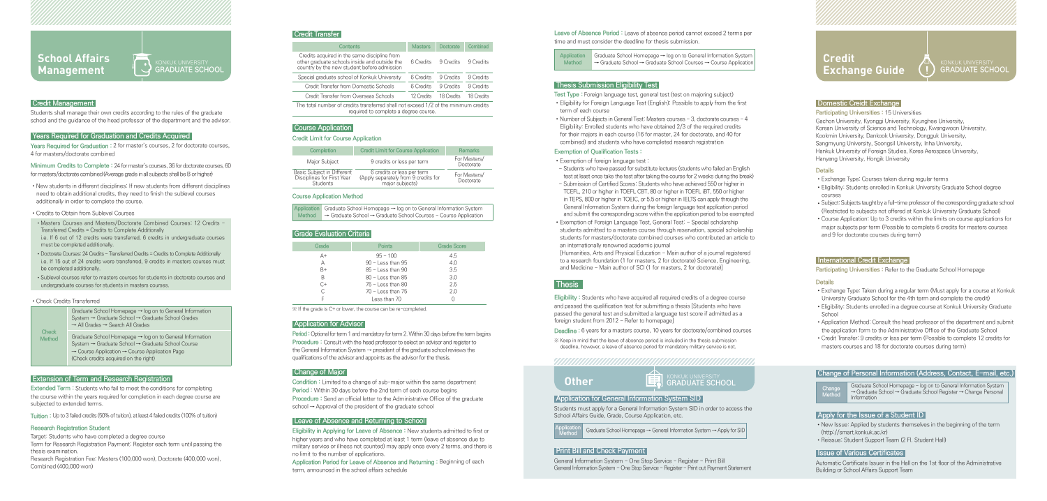# School Affairs Management

KONKUK UNIVERSITY GRADUATE SCHOOL

## Credit Management

Students shall manage their own credits according to the rules of the graduate school and the guidance of the head professor of the department and the advisor.

## Years Required for Graduation and Credits Acquired

**Years Required for Graduation** : 2 for master's courses, 2 for doctorate courses, 4 for masters/doctorate combined

**Minimum Credits to Complete** : 24 for master's courses, 36 for doctorate courses, 60 for masters/doctorate combined (Average grade in all subjects shall be B or higher)

- New students in different disciplines: If new students from different disciplines need to obtain additional credits, they need to finish the sublevel courses additionally in order to complete the course.
- Credits to Obtain from Sublevel Courses
  - Masters Courses and Masters/Doctorate Combined Courses: 12 Credits – Transferred Credits = Credits to Complete Additionally
    i.e. If 6 out of 12 credits were transferred, 6 credits in undergraduate courses must be completed additionally.
  - Doctorate Courses: 24 Credits – Transferred Credits = Credits to Complete Additionally
    i.e. If 15 out of 24 credits were transferred, 9 credits in masters courses must be completed additionally.
  - Sublevel courses refer to masters courses for students in doctorate courses and undergraduate courses for students in masters courses.
- Check Credits Transferred

| | |
|---|---|
| Check Method | Graduate School Homepage → log on to General Information System → Graduate School → Graduate School Grades → All Grades → Search All Grades |
| | Graduate School Homepage → log on to General Information System → Graduate School → Graduate School Course → Course Application → Course Application Page (Check credits acquired on the right) |

## Extension of Term and Research Registration

**Extended Term** : Students who fail to meet the conditions for completing the course within the years required for completion in each degree course are subjected to extended terms.

**Tuition** : Up to 3 failed credits (50% of tuition), at least 4 failed credits (100% of tuition)

### Research Registration Student

Target: Students who have completed a degree course

Term for Research Registration Payment: Register each term until passing the thesis examination.

Research Registration Fee: Masters (100,000 won), Doctorate (400,000 won), Combined (400,000 won)

## Credit Transfer

| Contents | Masters | Doctorate | Combined |
|---|---|---|---|
| Credits acquired in the same discipline from other graduate schools inside and outside the country by the new student before admission | 6 Credits | 9 Credits | 9 Credits |
| Special graduate school of Konkuk University | 6 Credits | 9 Credits | 9 Credits |
| Credit Transfer from Domestic Schools | 6 Credits | 9 Credits | 9 Credits |
| Credit Transfer from Overseas Schools | 12 Credits | 18 Credits | 18 Credits |
| The total number of credits transferred shall not exceed 1/2 of the minimum credits required to complete a degree course. | | | |

## Course Application

### Credit Limit for Course Application

| Completion | Credit Limit for Course Application | Remarks |
|---|---|---|
| Major Subject | 9 credits or less per term | For Masters/ Doctorate |
| Basic Subject in Different Disciplines for First Year Students | 6 credits or less per term (Apply separately from 9 credits for major subjects) | For Masters/ Doctorate |

### Course Application Method

| | |
|---|---|
| Application Method | Graduate School Homepage → log on to General Information System → Graduate School → Graduate School Courses – Course Application |

## Grade Evaluation Criteria

| Grade | Points | Grade Score |
|---|---|---|
| A+ | 95 ~ 100 | 4.5 |
| A | 90 ~ Less than 95 | 4.0 |
| B+ | 85 ~ Less than 90 | 3.5 |
| B | 80 ~ Less than 85 | 3.0 |
| C+ | 75 ~ Less than 80 | 2.5 |
| C | 70 ~ Less than 75 | 2.0 |
| F | Less than 70 | 0 |

※ If the grade is C+ or lower, the course can be re-completed.

## Application for Advisor

**Period** : Optional for term 1 and mandatory for term 2. Within 30 days before the term begins

**Procedure** : Consult with the head professor to select an advisor and register to the General Information System → president of the graduate school reviews the qualifications of the advisor and appoints as the advisor for the thesis.

## Change of Major

**Condition** : Limited to a change of sub-major within the same department

**Period** : Within 30 days before the 2nd term of each course begins

**Procedure** : Send an official letter to the Administrative Office of the graduate school → Approval of the president of the graduate school

## Leave of Absence and Returning to School

**Eligibility in Applying for Leave of Absence** : New students admitted to first or higher years and who have completed at least 1 term (leave of absence due to military service or illness not counted) may apply once every 2 terms, and there is no limit to the number of applications.

**Application Period for Leave of Absence and Returning** : Beginning of each term, announced in the school affairs schedule

**Leave of Absence Period** : Leave of absence period cannot exceed 2 terms per time and must consider the deadline for thesis submission.

| | |
|---|---|
| Application Method | Graduate School Homepage → log on to General Information System → Graduate School → Graduate School Courses → Course Application |

## Thesis Submission Eligibility Test

**Test Type** : Foreign language test, general test (test on majoring subject)

- Eligibility for Foreign Language Test (English): Possible to apply from the first term of each course
- Number of Subjects in General Test: Masters courses – 3, doctorate courses – 4
  Eligibility: Enrolled students who have obtained 2/3 of the required credits for their majors in each course (16 for master, 24 for doctorate, and 40 for combined) and students who have completed research registration

### Exemption of Qualification Tests :

- Exemption of foreign language test :
  - Students who have passed for substitute lectures (students who failed an English test at least once take the test after taking the course for 2 weeks during the break)
  - Submission of Certified Scores: Students who have achieved 550 or higher in TCEFL, 210 or higher in TOEFL CBT, 80 or higher in TOEFL iBT, 550 or higher in TEPS, 800 or higher in TOEIC, or 5.5 or higher in IELTS can apply through the General Information System during the foreign language test application period and submit the corresponding score within the application period to be exempted
- Exemption of Foreign Language Test, General Test: – Special scholarship students admitted to a masters course through reservation, special scholarship students for masters/doctorate combined courses who contributed an article to an internationally renowned academic journal
  [Humanities, Arts and Physical Education – Main author of a journal registered to a research foundation (1 for masters, 2 for doctorate) Science, Engineering, and Medicine – Main author of SCI (1 for masters, 2 for doctorate)]

## Thesis

**Eligibility** : Students who have acquired all required credits of a degree course and passed the qualification test for submitting a thesis [Students who have passed the general test and submitted a language test score if admitted as a foreign student from 2012 – Refer to homepage]

**Deadline** : 6 years for a masters course, 10 years for doctorate/combined courses

※ Keep in mind that the leave of absence period is included in the thesis submission deadline, however, a leave of absence period for mandatory military service is not.

# Other

KONKUK UNIVERSITY GRADUATE SCHOOL

## Application for General Information System SID

Students must apply for a General Information System SID in order to access the School Affairs Guide, Grade, Course Application, etc.

| | |
|---|---|
| Application Method | Graduate School Homepage → General Information System → Apply for SID |

## Print Bill and Check Payment

General Information System – One Stop Service – Register – Print Bill
General Information System – One Stop Service – Register – Print out Payment Statement

# Credit Exchange Guide

KONKUK UNIVERSITY GRADUATE SCHOOL

## Domestic Creidt Exchange

**Participating Universities** : 15 Universities

Gachon University, Kyonggi University, Kyunghee University, Korean University of Science and Technology, Kwangwoon University, Kookmin University, Dankook University, Dongguk University, Sangmyung University, Soongsil University, Inha University, Hankuk University of Foreign Studies, Korea Aerospace University, Hanyang University, Hongik University

### Details

- Exchange Type: Courses taken during regular terms
- Eligibility: Students enrolled in Konkuk University Graduate School degree courses
- Subject: Subjects taught by a full-time professor of the corresponding graduate school (Restricted to subjects not offered at Konkuk University Graduate School)
- Course Application: Up to 3 credits within the limits on course applications for major subjects per term (Possible to complete 6 credits for masters courses and 9 for doctorate courses during term)

## International Credit Exchange

**Participating Universities** : Refer to the Graduate School Homepage

### Details

- Exchange Type: Taken during a regular term (Must apply for a course at Konkuk University Graduate School for the 4th term and complete the credit)
- Eligibility: Students enrolled in a degree course at Konkuk University Graduate School
- Application Method: Consult the head professor of the department and submit the application form to the Administrative Office of the Graduate School
- Credit Transfer: 9 credits or less per term (Possible to complete 12 credits for masters courses and 18 for doctorate courses during term)

## Change of Personal Information (Address, Contact, E-mail, etc.)

| | |
|---|---|
| Change Method | Graduate School Homepage – log on to General Information System → Graduate School → Graduate School Register → Change Personal Information |

## Apply for the Issue of a Student ID

- New Issue: Applied by students themselves in the beginning of the term (http://smart.konkuk.ac.kr)
- Reissue: Student Support Team (2 Fl. Student Hall)

## Issue of Various Certificates

Automatic Certificate Issuer in the Hall on the 1st floor of the Administrative Building or School Affairs Support Team